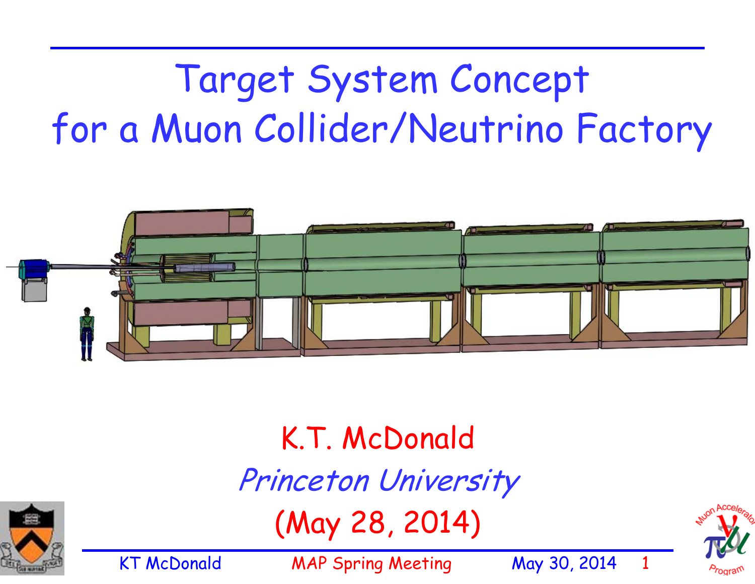# Target System Concept for a Muon Collider/Neutrino Factory

K.T. McDonald

*Princeton University*

(May 28, 2014)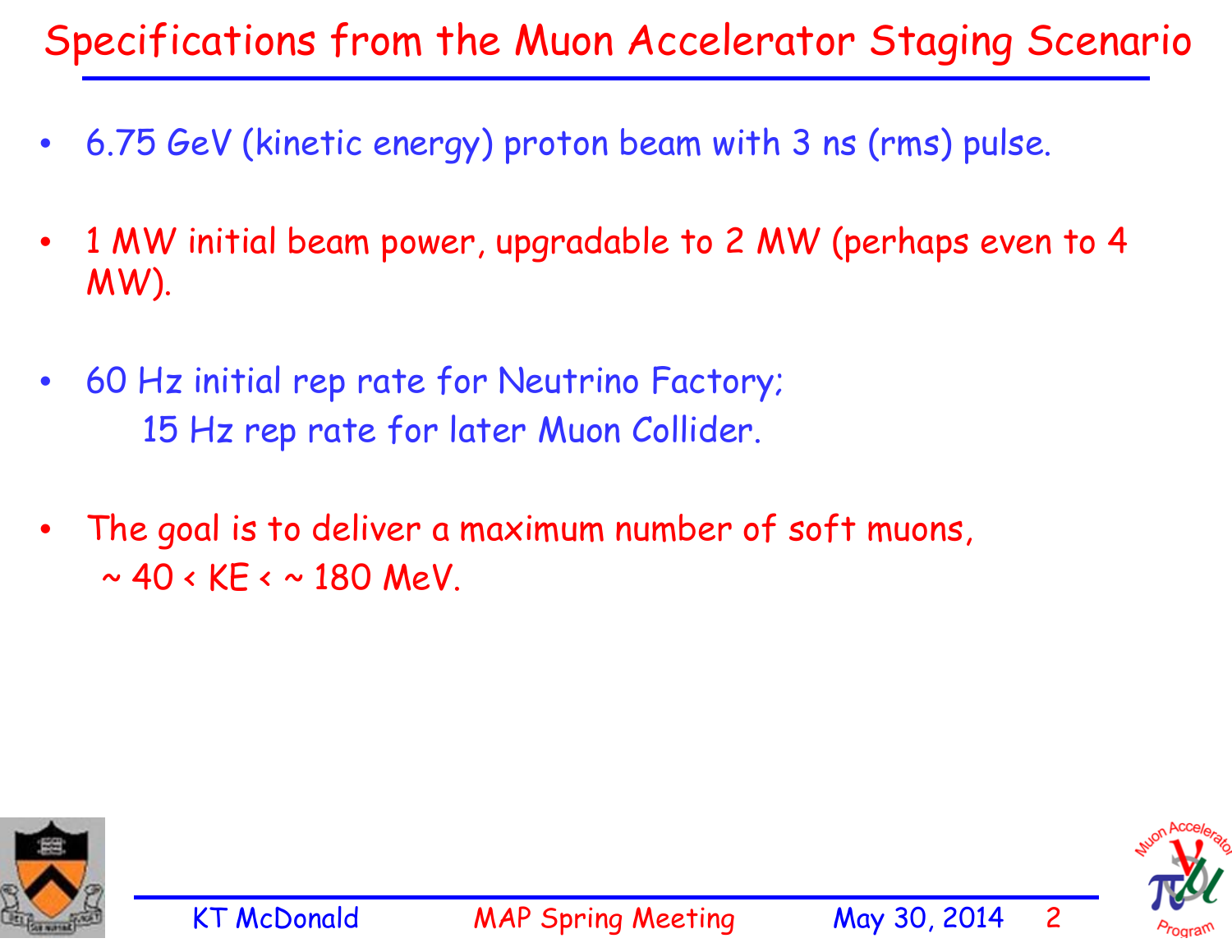# Specifications from the Muon Accelerator Staging Scenario

- 6.75 GeV (kinetic energy) proton beam with 3 ns (rms) pulse.
- 1 MW initial beam power, upgradable to 2 MW (perhaps even to 4 MW).
- 60 Hz initial rep rate for Neutrino Factory;
  15 Hz rep rate for later Muon Collider.
- The goal is to deliver a maximum number of soft muons,
  $\sim 40 < KE < \sim 180$ MeV.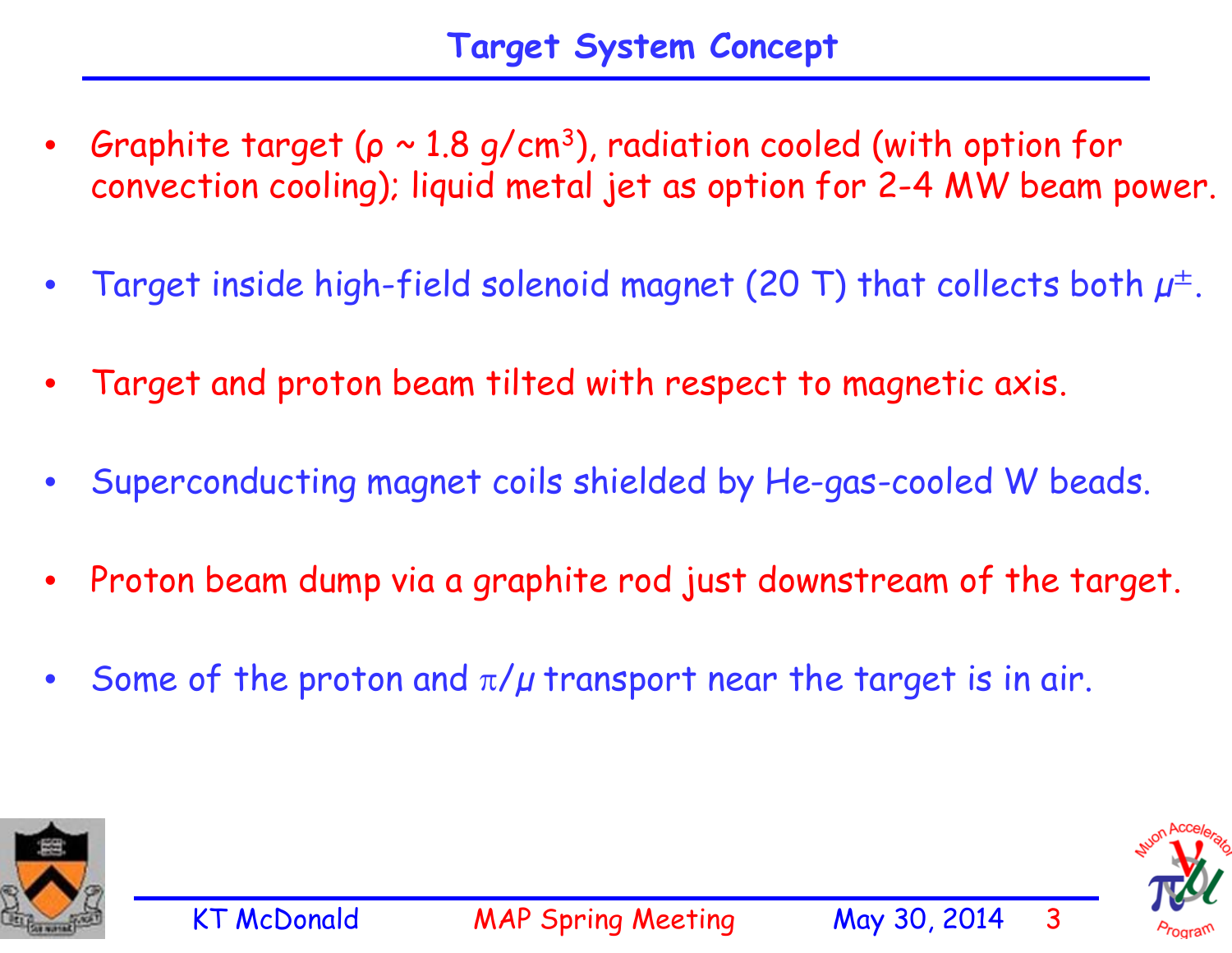# Target System Concept

- Graphite target ($\rho$ ~ 1.8 g/cm$^3$), radiation cooled (with option for convection cooling); liquid metal jet as option for 2-4 MW beam power.
- Target inside high-field solenoid magnet (20 T) that collects both $\mu^{\pm}$.
- Target and proton beam tilted with respect to magnetic axis.
- Superconducting magnet coils shielded by He-gas-cooled W beads.
- Proton beam dump via a graphite rod just downstream of the target.
- Some of the proton and $\pi/\mu$ transport near the target is in air.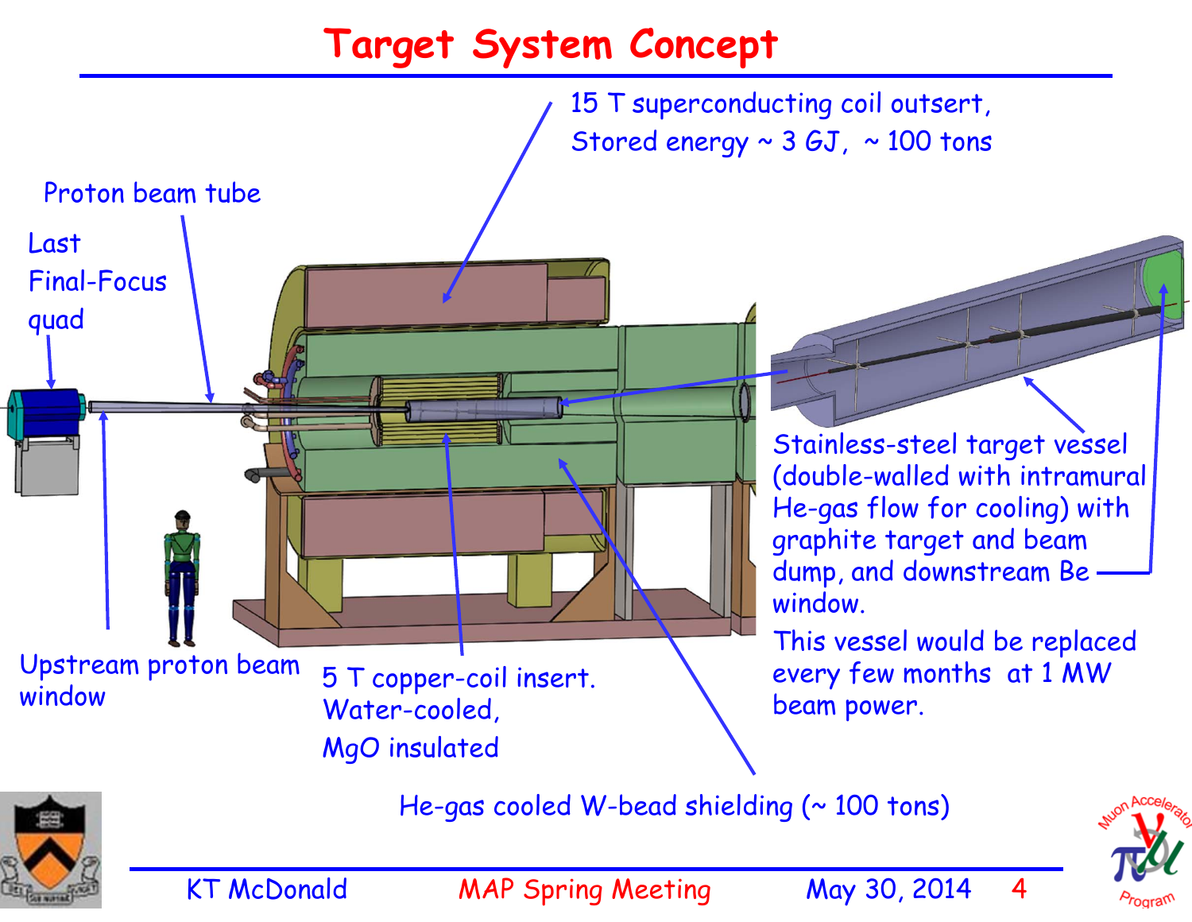# Target System Concept

15 T superconducting coil outsert,
Stored energy ~ 3 GJ, ~ 100 tons

Proton beam tube

Last Final-Focus quad

Stainless-steel target vessel (double-walled with intramural He-gas flow for cooling) with graphite target and beam dump, and downstream Be window.

This vessel would be replaced every few months at 1 MW beam power.

Upstream proton beam window

5 T copper-coil insert.
Water-cooled,
MgO insulated

He-gas cooled W-bead shielding (~ 100 tons)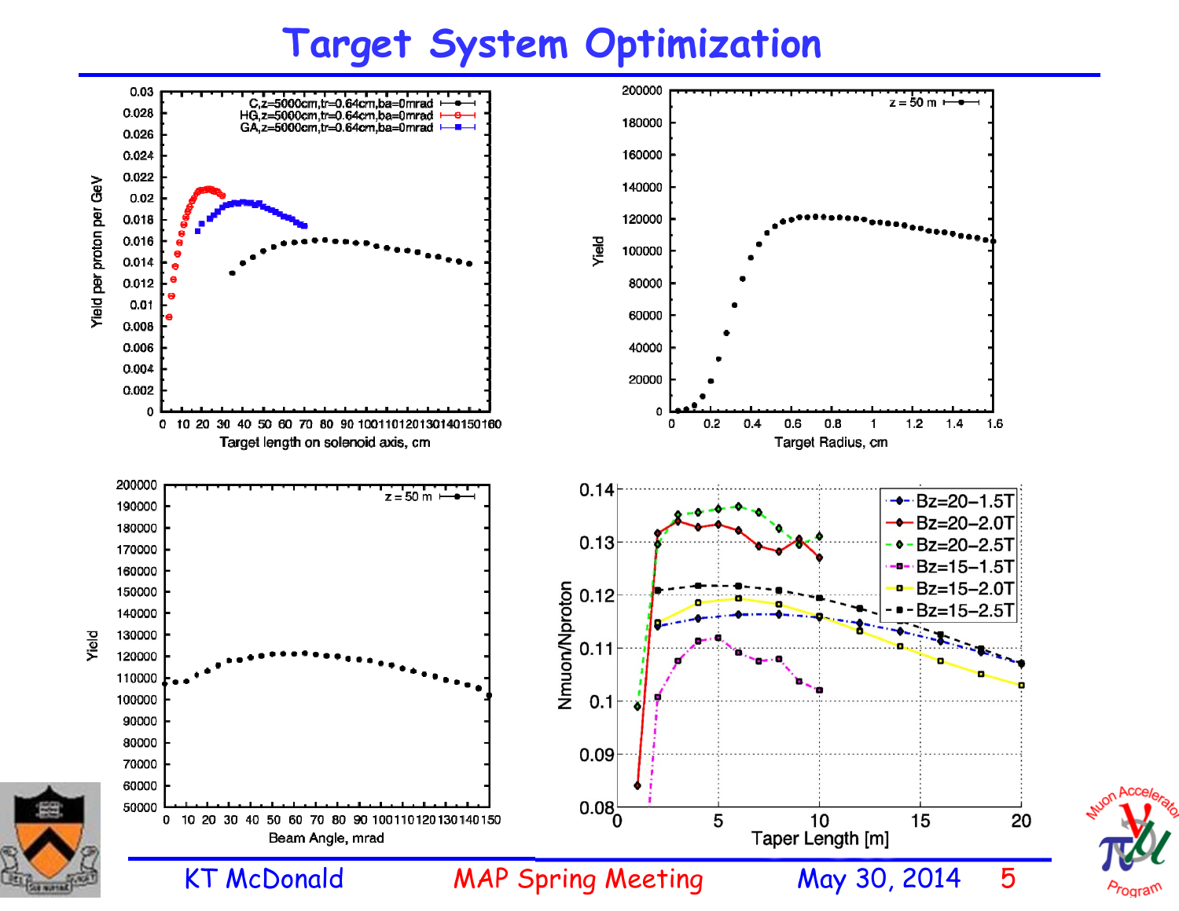# Target System Optimization

Yield per proton per GeV vs. Target length on solenoid axis, cm

- C,z=5000cm,tr=0.64cm,ba=0mrad
- HG,z=5000cm,tr=0.64cm,ba=0mrad
- GA,z=5000cm,tr=0.64cm,ba=0mrad

Yield vs. Target Radius, cm (z = 50 m)

Yield vs. Beam Angle, mrad (z = 50 m)

Nmuon/Nproton vs. Taper Length [m]

- Bz=20−1.5T
- Bz=20−2.0T
- Bz=20−2.5T
- Bz=15−1.5T
- Bz=15−2.0T
- Bz=15−2.5T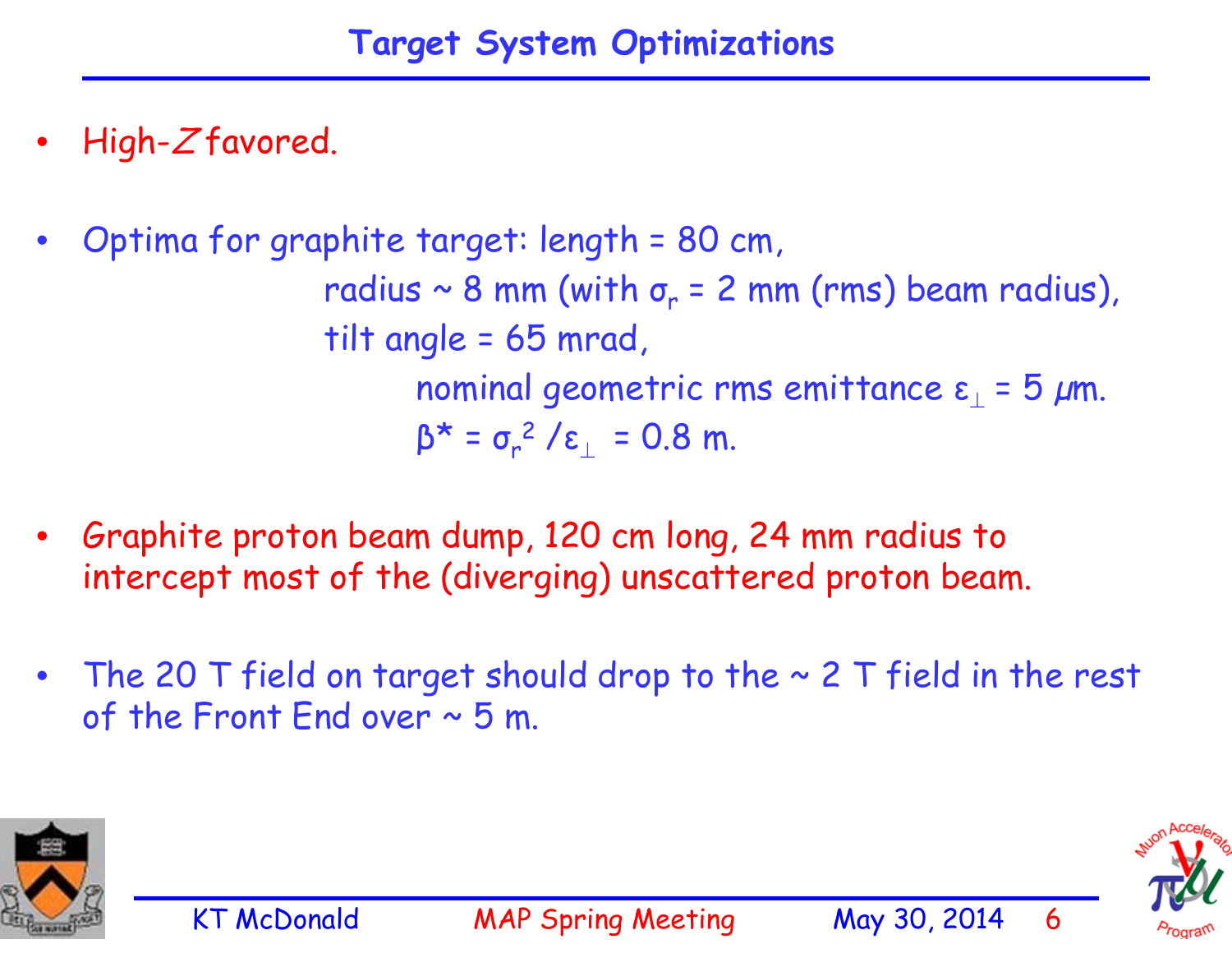# Target System Optimizations

- High-$Z$ favored.

- Optima for graphite target: length = 80 cm,
  radius ~ 8 mm (with $\sigma_r$ = 2 mm (rms) beam radius),
  tilt angle = 65 mrad,
  nominal geometric rms emittance $\varepsilon_\perp = 5\ \mu$m.
  $\beta^* = \sigma_r^2 / \varepsilon_\perp = 0.8$ m.

- Graphite proton beam dump, 120 cm long, 24 mm radius to intercept most of the (diverging) unscattered proton beam.

- The 20 T field on target should drop to the ~ 2 T field in the rest of the Front End over ~ 5 m.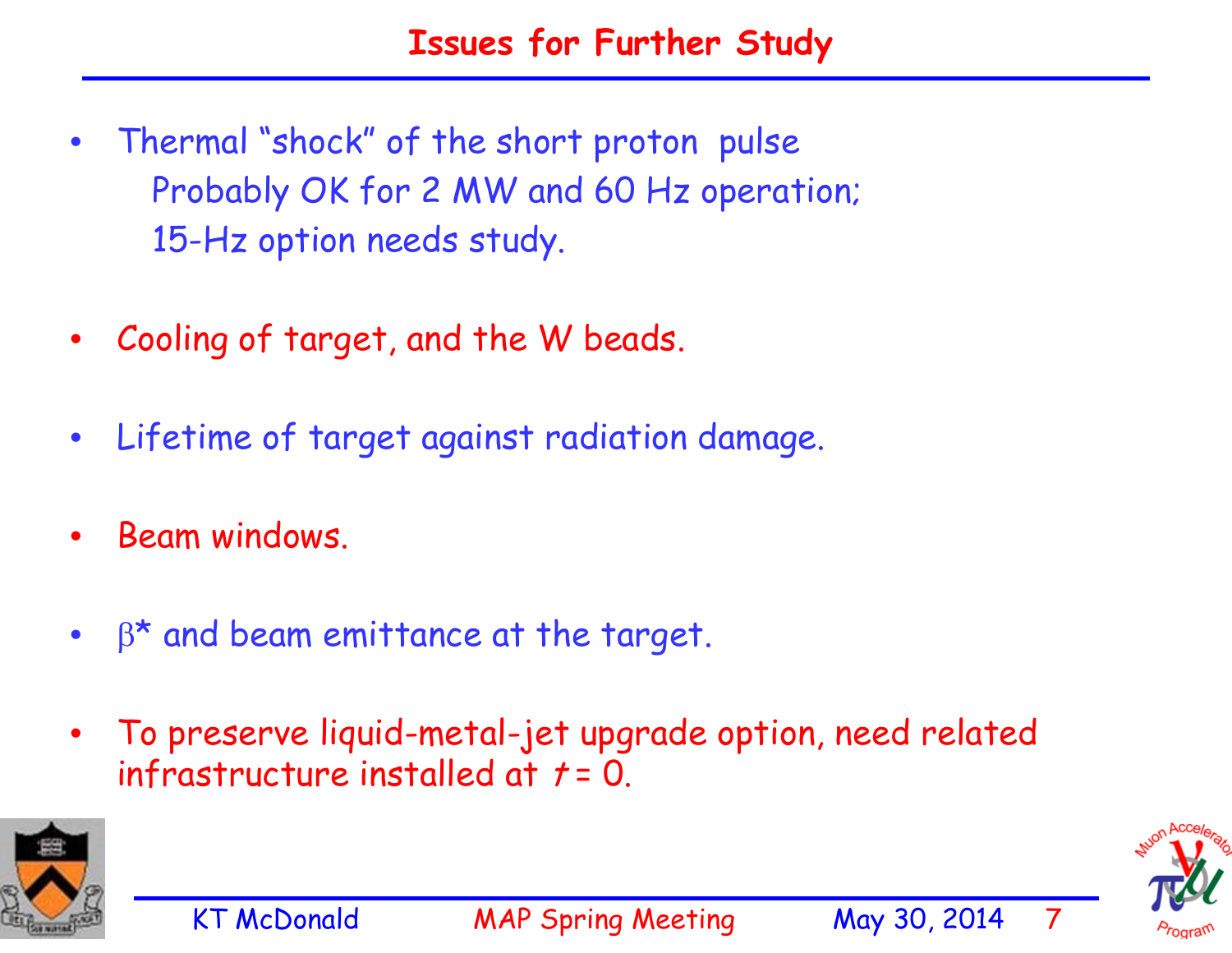# Issues for Further Study

- Thermal "shock" of the short proton pulse
  Probably OK for 2 MW and 60 Hz operation;
  15-Hz option needs study.

- Cooling of target, and the W beads.

- Lifetime of target against radiation damage.

- Beam windows.

- $\beta^*$ and beam emittance at the target.

- To preserve liquid-metal-jet upgrade option, need related infrastructure installed at $t = 0$.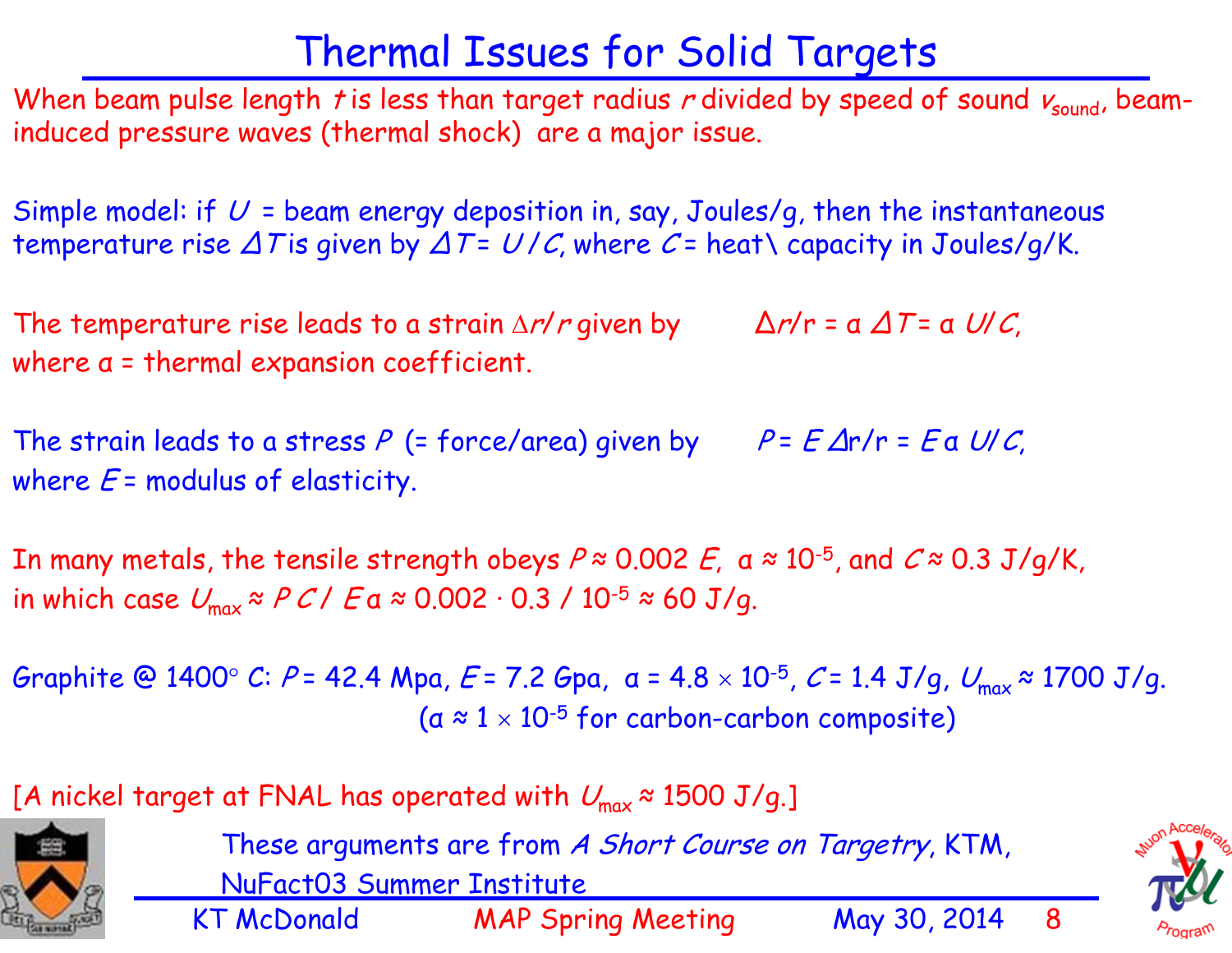# Thermal Issues for Solid Targets

When beam pulse length $t$ is less than target radius $r$ divided by speed of sound $v_{sound}$, beam-induced pressure waves (thermal shock) are a major issue.

Simple model: if $U$ = beam energy deposition in, say, Joules/g, then the instantaneous temperature rise $\Delta T$ is given by $\Delta T = U / C$, where $C$ = heat\ capacity in Joules/g/K.

The temperature rise leads to a strain $\Delta r/r$ given by $\Delta r/r = \alpha \, \Delta T = \alpha \, U/C$,
where α = thermal expansion coefficient.

The strain leads to a stress $P$ (= force/area) given by $P = E \, \Delta r/r = E \alpha \, U/C$,
where $E$ = modulus of elasticity.

In many metals, the tensile strength obeys $P \approx 0.002\, E$, $\alpha \approx 10^{-5}$, and $C \approx 0.3$ J/g/K,
in which case $U_{max} \approx P\, C \, / \, E \alpha \approx 0.002 \cdot 0.3 \, / \, 10^{-5} \approx 60$ J/g.

Graphite @ 1400° C: $P$ = 42.4 Mpa, $E$ = 7.2 Gpa, $\alpha = 4.8 \times 10^{-5}$, $C$ = 1.4 J/g, $U_{max} \approx 1700$ J/g.
($\alpha \approx 1 \times 10^{-5}$ for carbon-carbon composite)

[A nickel target at FNAL has operated with $U_{max} \approx 1500$ J/g.]

These arguments are from *A Short Course on Targetry*, KTM, NuFact03 Summer Institute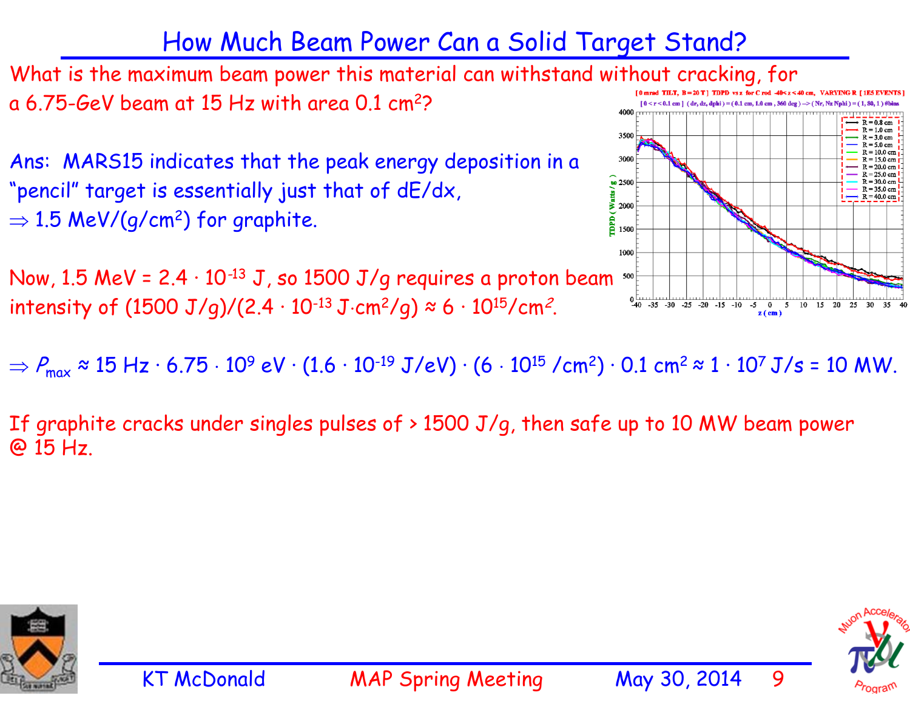# How Much Beam Power Can a Solid Target Stand?

What is the maximum beam power this material can withstand without cracking, for a 6.75-GeV beam at 15 Hz with area 0.1 cm$^2$?

Ans: MARS15 indicates that the peak energy deposition in a "pencil" target is essentially just that of dE/dx,
$\Rightarrow$ 1.5 MeV/(g/cm$^2$) for graphite.

[0 mrad TILT, B = 20 T] TDPD vs z for C rod -40<z<40 cm, VARYING R [1E5 EVENTS]
[0 < r < 0.1 cm] (dr, dz, dphi) = (0.1 cm, 1.0 cm, 360 deg) --> (Nr, Nz Nphi) = (1, 80, 1) #bins

TDPD ( Watts / g )

4000
3500
3000
2500
2000
1500
1000
500
0

-40 -35 -30 -25 -20 -15 -10 -5 0 5 10 15 20 25 30 35 40

z ( cm )

R = 0.8 cm
R = 1.0 cm
R = 3.0 cm
R = 5.0 cm
R = 10.0 cm
R = 15.0 cm
R = 20.0 cm
R = 25.0 cm
R = 30.0 cm
R = 35.0 cm
R = 40.0 cm

Now, 1.5 MeV = 2.4 · 10$^{-13}$ J, so 1500 J/g requires a proton beam intensity of (1500 J/g)/(2.4 · 10$^{-13}$ J·cm$^2$/g) ≈ 6 · 10$^{15}$/cm$^2$.

$\Rightarrow P_{max} \approx 15\ \text{Hz} \cdot 6.75 \cdot 10^9\ \text{eV} \cdot (1.6 \cdot 10^{-19}\ \text{J/eV}) \cdot (6 \cdot 10^{15}\ /\text{cm}^2) \cdot 0.1\ \text{cm}^2 \approx 1 \cdot 10^7\ \text{J/s} = 10\ \text{MW}.$

If graphite cracks under singles pulses of > 1500 J/g, then safe up to 10 MW beam power @ 15 Hz.